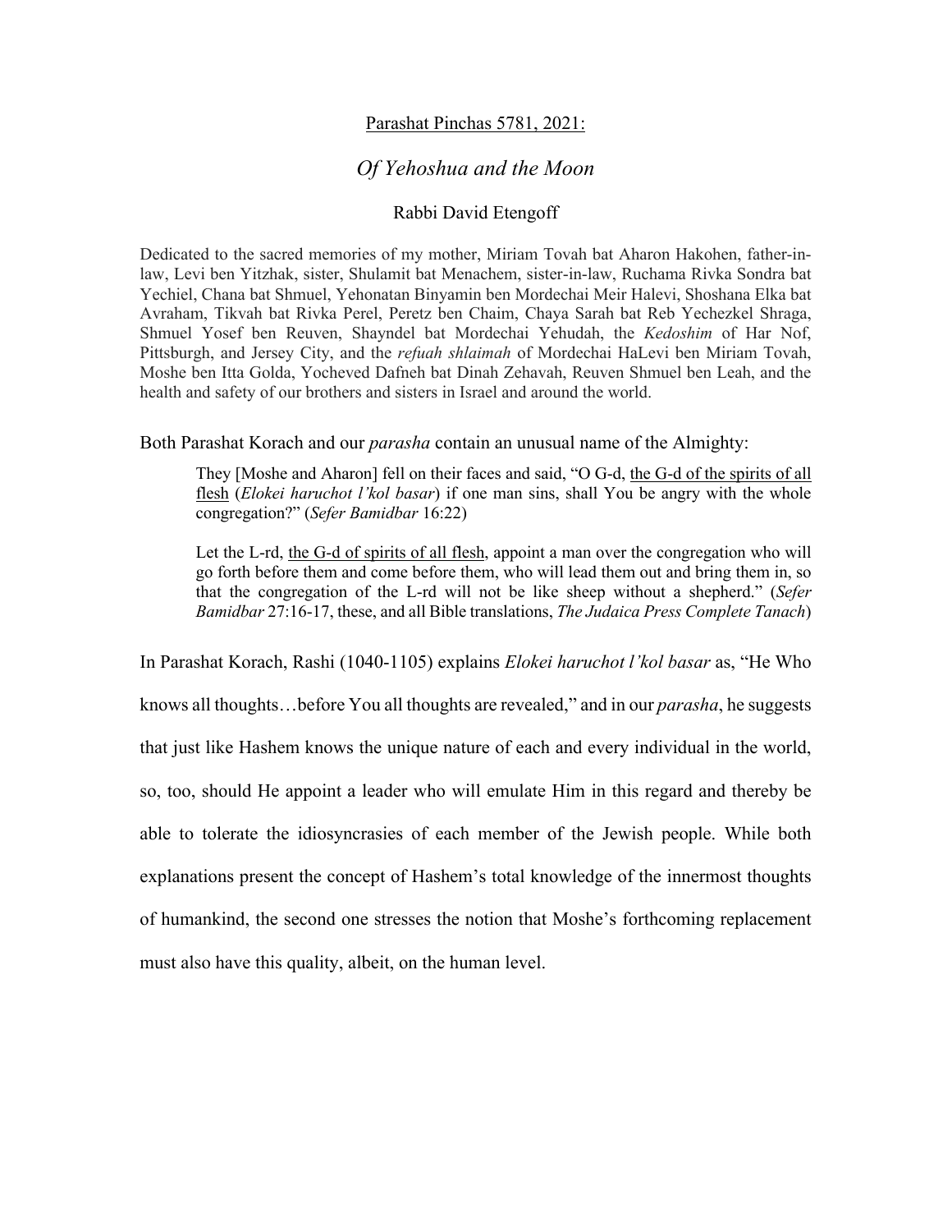<u>Parashat Pinchas 5781, 2021:</u>

# *Of Yehoshua and the Moon*

Rabbi David Etengoff

Dedicated to the sacred memories of my mother, Miriam Tovah bat Aharon Hakohen, father-in-law, Levi ben Yitzhak, sister, Shulamit bat Menachem, sister-in-law, Ruchama Rivka Sondra bat Yechiel, Chana bat Shmuel, Yehonatan Binyamin ben Mordechai Meir Halevi, Shoshana Elka bat Avraham, Tikvah bat Rivka Perel, Peretz ben Chaim, Chaya Sarah bat Reb Yechezkel Shraga, Shmuel Yosef ben Reuven, Shayndel bat Mordechai Yehudah, the *Kedoshim* of Har Nof, Pittsburgh, and Jersey City, and the *refuah shlaimah* of Mordechai HaLevi ben Miriam Tovah, Moshe ben Itta Golda, Yocheved Dafneh bat Dinah Zehavah, Reuven Shmuel ben Leah, and the health and safety of our brothers and sisters in Israel and around the world.

Both Parashat Korach and our *parasha* contain an unusual name of the Almighty:

> They [Moshe and Aharon] fell on their faces and said, "O G-d, <u>the G-d of the spirits of all flesh</u> (*Elokei haruchot l'kol basar*) if one man sins, shall You be angry with the whole congregation?" (*Sefer Bamidbar* 16:22)
>
> Let the L-rd, <u>the G-d of spirits of all flesh</u>, appoint a man over the congregation who will go forth before them and come before them, who will lead them out and bring them in, so that the congregation of the L-rd will not be like sheep without a shepherd." (*Sefer Bamidbar* 27:16-17, these, and all Bible translations, *The Judaica Press Complete Tanach*)

In Parashat Korach, Rashi (1040-1105) explains *Elokei haruchot l'kol basar* as, "He Who knows all thoughts…before You all thoughts are revealed," and in our *parasha*, he suggests that just like Hashem knows the unique nature of each and every individual in the world, so, too, should He appoint a leader who will emulate Him in this regard and thereby be able to tolerate the idiosyncrasies of each member of the Jewish people. While both explanations present the concept of Hashem's total knowledge of the innermost thoughts of humankind, the second one stresses the notion that Moshe's forthcoming replacement must also have this quality, albeit, on the human level.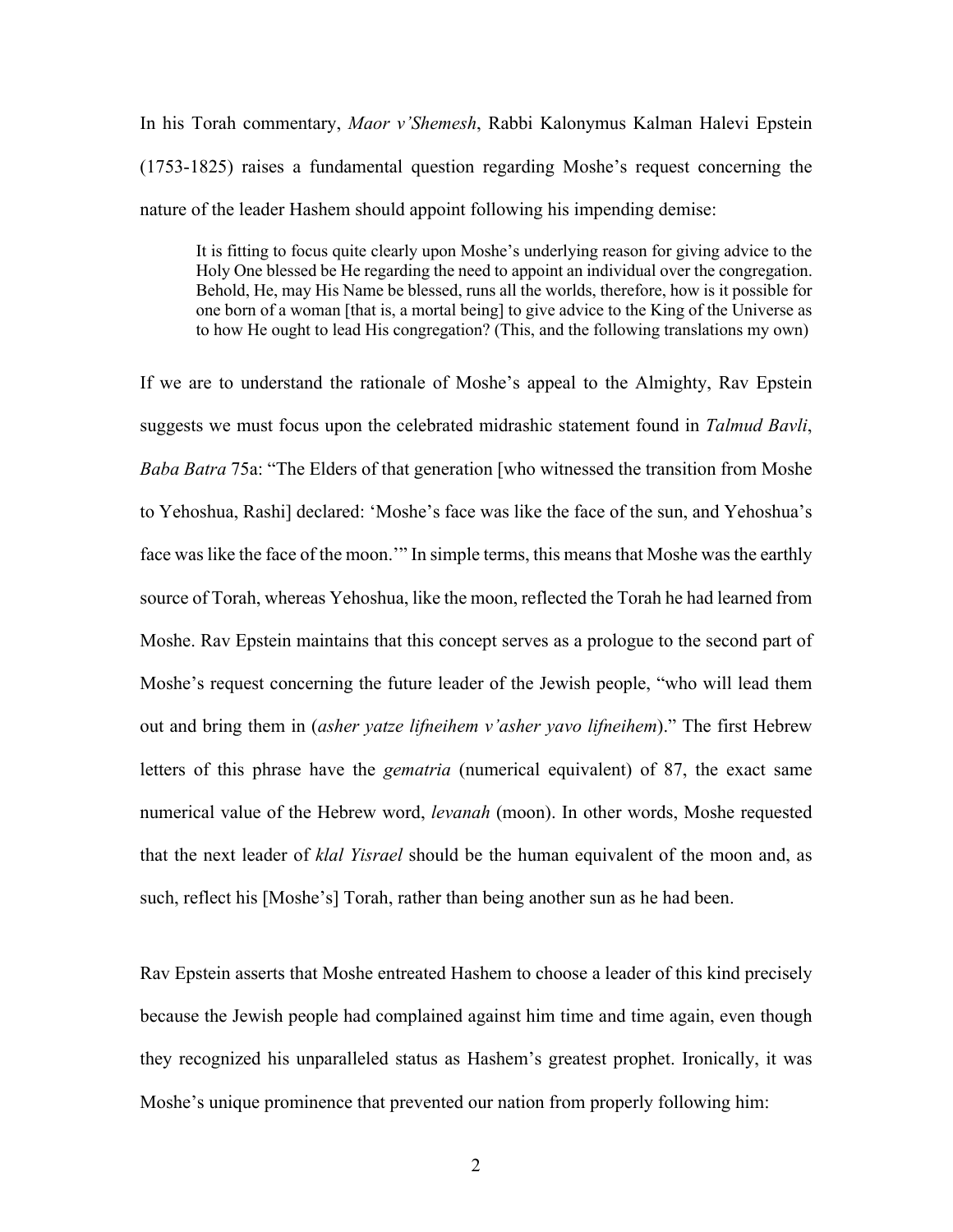In his Torah commentary, *Maor v'Shemesh*, Rabbi Kalonymus Kalman Halevi Epstein (1753-1825) raises a fundamental question regarding Moshe's request concerning the nature of the leader Hashem should appoint following his impending demise:

> It is fitting to focus quite clearly upon Moshe's underlying reason for giving advice to the Holy One blessed be He regarding the need to appoint an individual over the congregation. Behold, He, may His Name be blessed, runs all the worlds, therefore, how is it possible for one born of a woman [that is, a mortal being] to give advice to the King of the Universe as to how He ought to lead His congregation? (This, and the following translations my own)

If we are to understand the rationale of Moshe's appeal to the Almighty, Rav Epstein suggests we must focus upon the celebrated midrashic statement found in *Talmud Bavli*, *Baba Batra* 75a: "The Elders of that generation [who witnessed the transition from Moshe to Yehoshua, Rashi] declared: 'Moshe's face was like the face of the sun, and Yehoshua's face was like the face of the moon.'" In simple terms, this means that Moshe was the earthly source of Torah, whereas Yehoshua, like the moon, reflected the Torah he had learned from Moshe. Rav Epstein maintains that this concept serves as a prologue to the second part of Moshe's request concerning the future leader of the Jewish people, "who will lead them out and bring them in (*asher yatze lifneihem v'asher yavo lifneihem*)." The first Hebrew letters of this phrase have the *gematria* (numerical equivalent) of 87, the exact same numerical value of the Hebrew word, *levanah* (moon). In other words, Moshe requested that the next leader of *klal Yisrael* should be the human equivalent of the moon and, as such, reflect his [Moshe's] Torah, rather than being another sun as he had been.

Rav Epstein asserts that Moshe entreated Hashem to choose a leader of this kind precisely because the Jewish people had complained against him time and time again, even though they recognized his unparalleled status as Hashem's greatest prophet. Ironically, it was Moshe's unique prominence that prevented our nation from properly following him: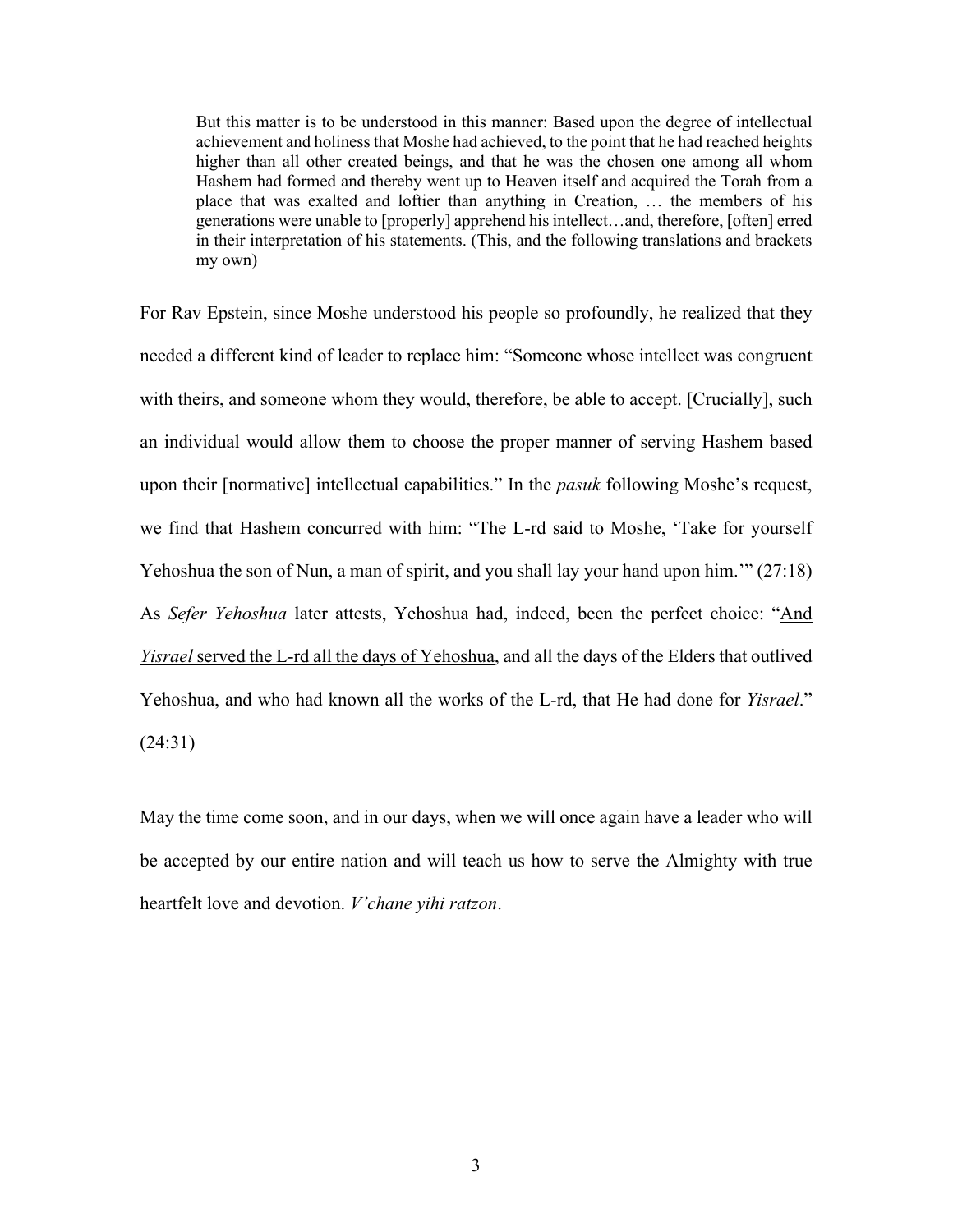> But this matter is to be understood in this manner: Based upon the degree of intellectual achievement and holiness that Moshe had achieved, to the point that he had reached heights higher than all other created beings, and that he was the chosen one among all whom Hashem had formed and thereby went up to Heaven itself and acquired the Torah from a place that was exalted and loftier than anything in Creation, … the members of his generations were unable to [properly] apprehend his intellect…and, therefore, [often] erred in their interpretation of his statements. (This, and the following translations and brackets my own)

For Rav Epstein, since Moshe understood his people so profoundly, he realized that they needed a different kind of leader to replace him: "Someone whose intellect was congruent with theirs, and someone whom they would, therefore, be able to accept. [Crucially], such an individual would allow them to choose the proper manner of serving Hashem based upon their [normative] intellectual capabilities." In the *pasuk* following Moshe's request, we find that Hashem concurred with him: "The L-rd said to Moshe, 'Take for yourself Yehoshua the son of Nun, a man of spirit, and you shall lay your hand upon him.'" (27:18) As *Sefer Yehoshua* later attests, Yehoshua had, indeed, been the perfect choice: "<u>And *Yisrael* served the L-rd all the days of Yehoshua</u>, and all the days of the Elders that outlived Yehoshua, and who had known all the works of the L-rd, that He had done for *Yisrael*." (24:31)

May the time come soon, and in our days, when we will once again have a leader who will be accepted by our entire nation and will teach us how to serve the Almighty with true heartfelt love and devotion. *V'chane yihi ratzon*.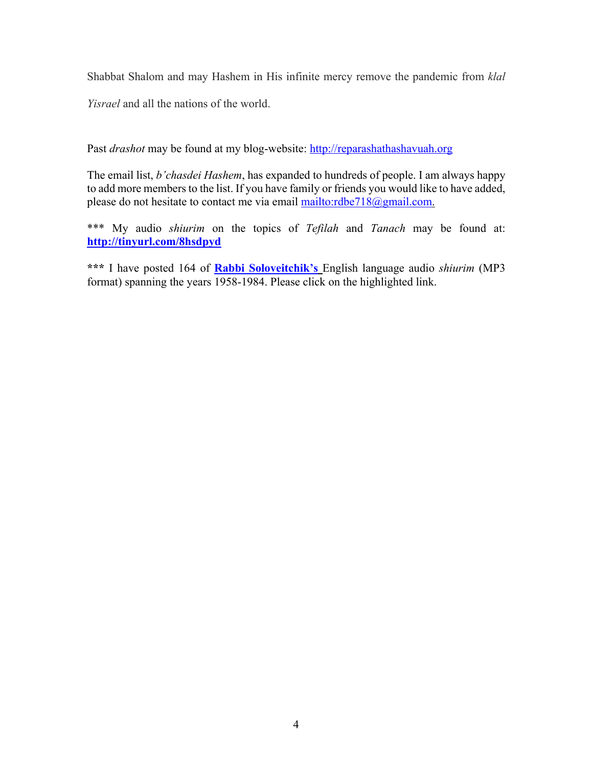Shabbat Shalom and may Hashem in His infinite mercy remove the pandemic from *klal Yisrael* and all the nations of the world.

Past *drashot* may be found at my blog-website: http://reparashathashavuah.org

The email list, *b'chasdei Hashem*, has expanded to hundreds of people. I am always happy to add more members to the list. If you have family or friends you would like to have added, please do not hesitate to contact me via email mailto:rdbe718@gmail.com.

*** My audio *shiurim* on the topics of *Tefilah* and *Tanach* may be found at: **http://tinyurl.com/8hsdpyd**

**\*\*\*** I have posted 164 of **Rabbi Soloveitchik's** English language audio *shiurim* (MP3 format) spanning the years 1958-1984. Please click on the highlighted link.